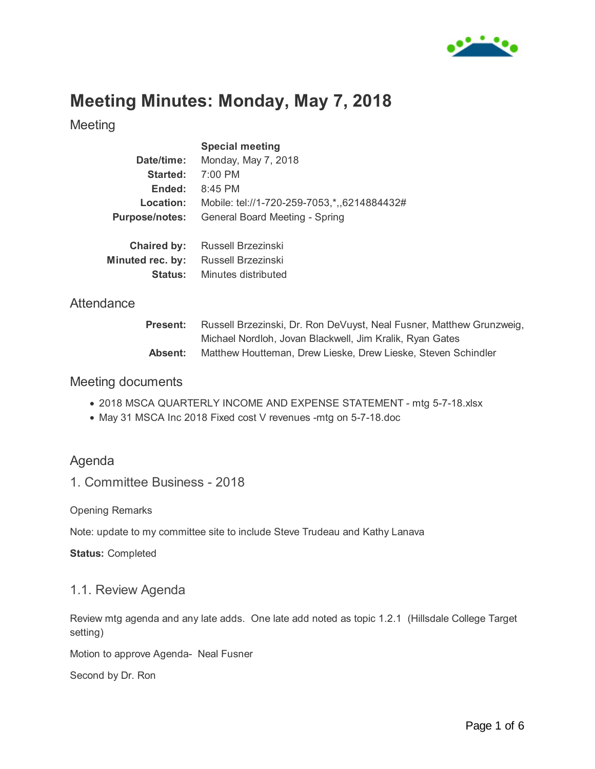# Meeting Minutes: Monday, May 7, 2018

## Meeting

| | **Special meeting** |
|---|---|
| **Date/time:** | Monday, May 7, 2018 |
| **Started:** | 7:00 PM |
| **Ended:** | 8:45 PM |
| **Location:** | Mobile: tel://1-720-259-7053,*,,6214884432# |
| **Purpose/notes:** | General Board Meeting - Spring |
| **Chaired by:** | Russell Brzezinski |
| **Minuted rec. by:** | Russell Brzezinski |
| **Status:** | Minutes distributed |

## Attendance

| | |
|---|---|
| **Present:** | Russell Brzezinski, Dr. Ron DeVuyst, Neal Fusner, Matthew Grunzweig, Michael Nordloh, Jovan Blackwell, Jim Kralik, Ryan Gates |
| **Absent:** | Matthew Houtteman, Drew Lieske, Drew Lieske, Steven Schindler |

## Meeting documents

- 2018 MSCA QUARTERLY INCOME AND EXPENSE STATEMENT - mtg 5-7-18.xlsx
- May 31 MSCA Inc 2018 Fixed cost V revenues -mtg on 5-7-18.doc

## Agenda

## 1. Committee Business - 2018

Opening Remarks

Note: update to my committee site to include Steve Trudeau and Kathy Lanava

**Status:** Completed

### 1.1. Review Agenda

Review mtg agenda and any late adds. One late add noted as topic 1.2.1 (Hillsdale College Target setting)

Motion to approve Agenda- Neal Fusner

Second by Dr. Ron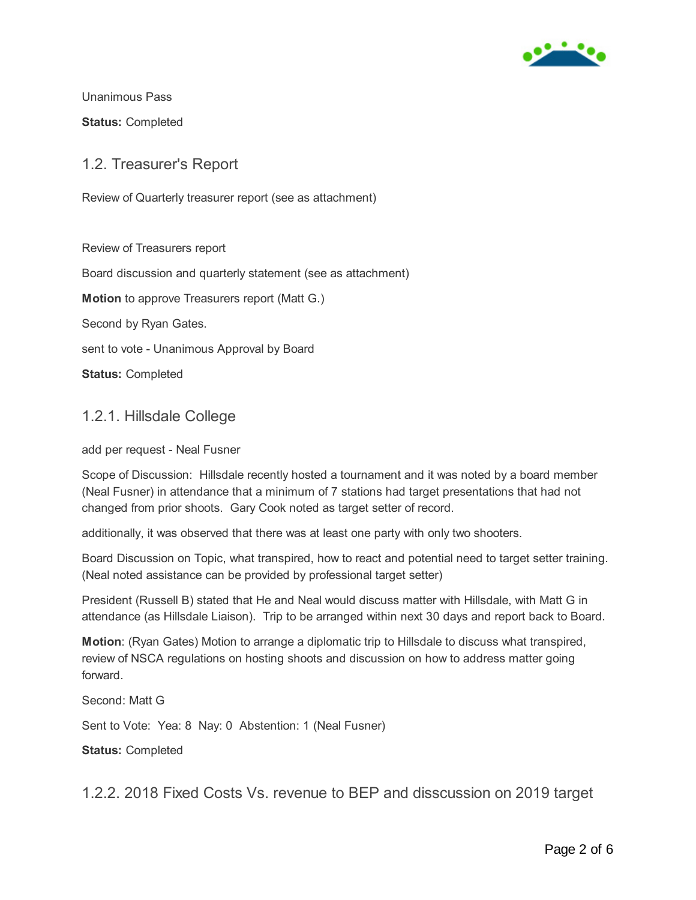Unanimous Pass

**Status:** Completed

## 1.2. Treasurer's Report

Review of Quarterly treasurer report (see as attachment)

Review of Treasurers report

Board discussion and quarterly statement (see as attachment)

**Motion** to approve Treasurers report (Matt G.)

Second by Ryan Gates.

sent to vote - Unanimous Approval by Board

**Status:** Completed

### 1.2.1. Hillsdale College

add per request - Neal Fusner

Scope of Discussion: Hillsdale recently hosted a tournament and it was noted by a board member (Neal Fusner) in attendance that a minimum of 7 stations had target presentations that had not changed from prior shoots. Gary Cook noted as target setter of record.

additionally, it was observed that there was at least one party with only two shooters.

Board Discussion on Topic, what transpired, how to react and potential need to target setter training. (Neal noted assistance can be provided by professional target setter)

President (Russell B) stated that He and Neal would discuss matter with Hillsdale, with Matt G in attendance (as Hillsdale Liaison). Trip to be arranged within next 30 days and report back to Board.

**Motion**: (Ryan Gates) Motion to arrange a diplomatic trip to Hillsdale to discuss what transpired, review of NSCA regulations on hosting shoots and discussion on how to address matter going forward.

Second: Matt G

Sent to Vote: Yea: 8 Nay: 0 Abstention: 1 (Neal Fusner)

**Status:** Completed

### 1.2.2. 2018 Fixed Costs Vs. revenue to BEP and disscussion on 2019 target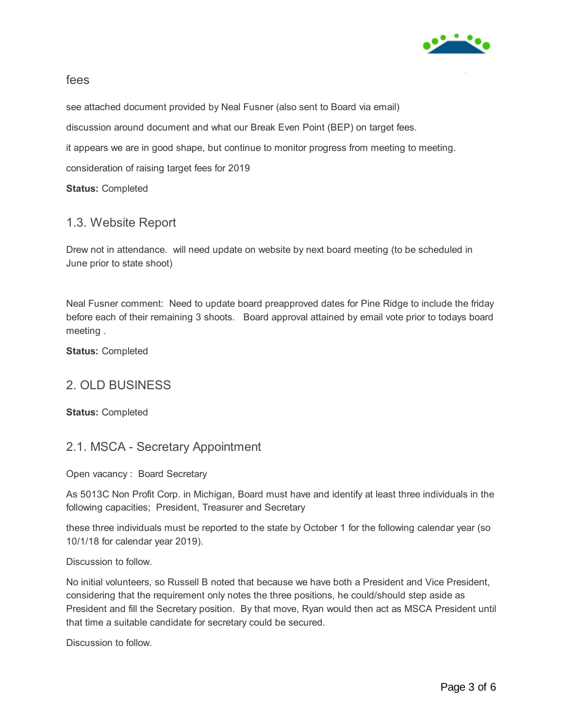fees

see attached document provided by Neal Fusner (also sent to Board via email)

discussion around document and what our Break Even Point (BEP) on target fees.

it appears we are in good shape, but continue to monitor progress from meeting to meeting.

consideration of raising target fees for 2019

**Status:** Completed

## 1.3. Website Report

Drew not in attendance. will need update on website by next board meeting (to be scheduled in June prior to state shoot)

Neal Fusner comment: Need to update board preapproved dates for Pine Ridge to include the friday before each of their remaining 3 shoots. Board approval attained by email vote prior to todays board meeting .

**Status:** Completed

## 2. OLD BUSINESS

**Status:** Completed

## 2.1. MSCA - Secretary Appointment

Open vacancy : Board Secretary

As 5013C Non Profit Corp. in Michigan, Board must have and identify at least three individuals in the following capacities; President, Treasurer and Secretary

these three individuals must be reported to the state by October 1 for the following calendar year (so 10/1/18 for calendar year 2019).

Discussion to follow.

No initial volunteers, so Russell B noted that because we have both a President and Vice President, considering that the requirement only notes the three positions, he could/should step aside as President and fill the Secretary position. By that move, Ryan would then act as MSCA President until that time a suitable candidate for secretary could be secured.

Discussion to follow.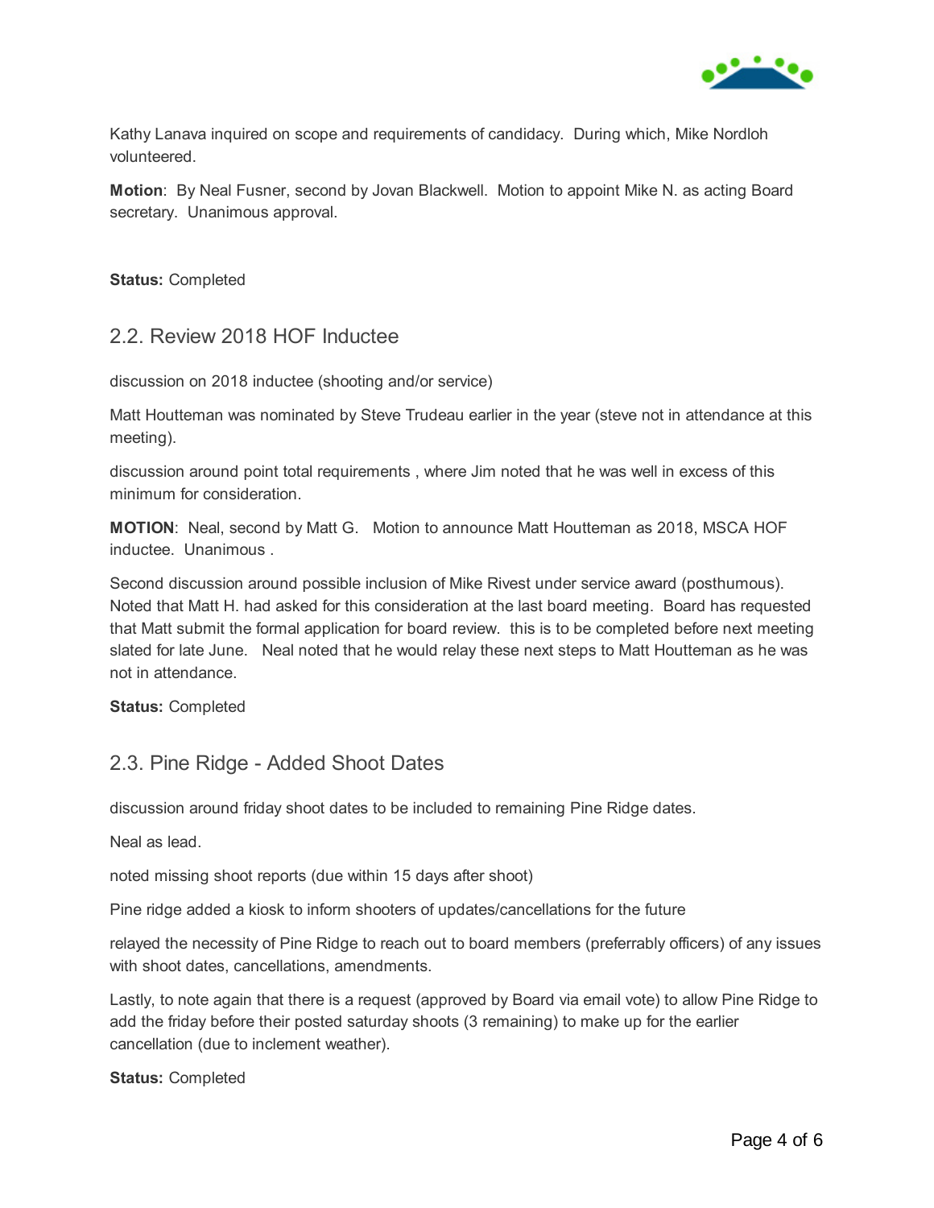Kathy Lanava inquired on scope and requirements of candidacy.  During which, Mike Nordloh volunteered.

**Motion**:  By Neal Fusner, second by Jovan Blackwell.  Motion to appoint Mike N. as acting Board secretary.  Unanimous approval.

**Status:** Completed

## 2.2. Review 2018 HOF Inductee

discussion on 2018 inductee (shooting and/or service)

Matt Houtteman was nominated by Steve Trudeau earlier in the year (steve not in attendance at this meeting).

discussion around point total requirements , where Jim noted that he was well in excess of this minimum for consideration.

**MOTION**:  Neal, second by Matt G.   Motion to announce Matt Houtteman as 2018, MSCA HOF inductee.  Unanimous .

Second discussion around possible inclusion of Mike Rivest under service award (posthumous). Noted that Matt H. had asked for this consideration at the last board meeting.  Board has requested that Matt submit the formal application for board review.  this is to be completed before next meeting slated for late June.   Neal noted that he would relay these next steps to Matt Houtteman as he was not in attendance.

**Status:** Completed

## 2.3. Pine Ridge - Added Shoot Dates

discussion around friday shoot dates to be included to remaining Pine Ridge dates.

Neal as lead.

noted missing shoot reports (due within 15 days after shoot)

Pine ridge added a kiosk to inform shooters of updates/cancellations for the future

relayed the necessity of Pine Ridge to reach out to board members (preferrably officers) of any issues with shoot dates, cancellations, amendments.

Lastly, to note again that there is a request (approved by Board via email vote) to allow Pine Ridge to add the friday before their posted saturday shoots (3 remaining) to make up for the earlier cancellation (due to inclement weather).

**Status:** Completed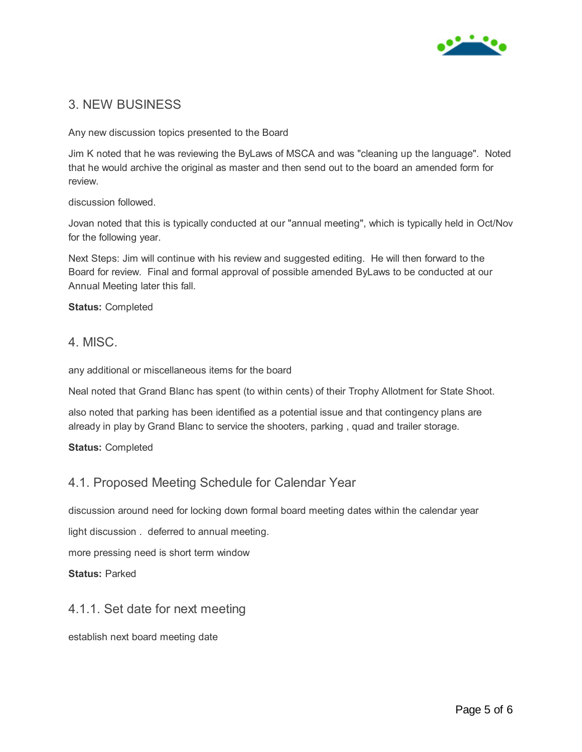## 3. NEW BUSINESS

Any new discussion topics presented to the Board

Jim K noted that he was reviewing the ByLaws of MSCA and was "cleaning up the language". Noted that he would archive the original as master and then send out to the board an amended form for review.

discussion followed.

Jovan noted that this is typically conducted at our "annual meeting", which is typically held in Oct/Nov for the following year.

Next Steps: Jim will continue with his review and suggested editing. He will then forward to the Board for review. Final and formal approval of possible amended ByLaws to be conducted at our Annual Meeting later this fall.

**Status:** Completed

## 4. MISC.

any additional or miscellaneous items for the board

Neal noted that Grand Blanc has spent (to within cents) of their Trophy Allotment for State Shoot.

also noted that parking has been identified as a potential issue and that contingency plans are already in play by Grand Blanc to service the shooters, parking , quad and trailer storage.

**Status:** Completed

### 4.1. Proposed Meeting Schedule for Calendar Year

discussion around need for locking down formal board meeting dates within the calendar year

light discussion . deferred to annual meeting.

more pressing need is short term window

**Status:** Parked

#### 4.1.1. Set date for next meeting

establish next board meeting date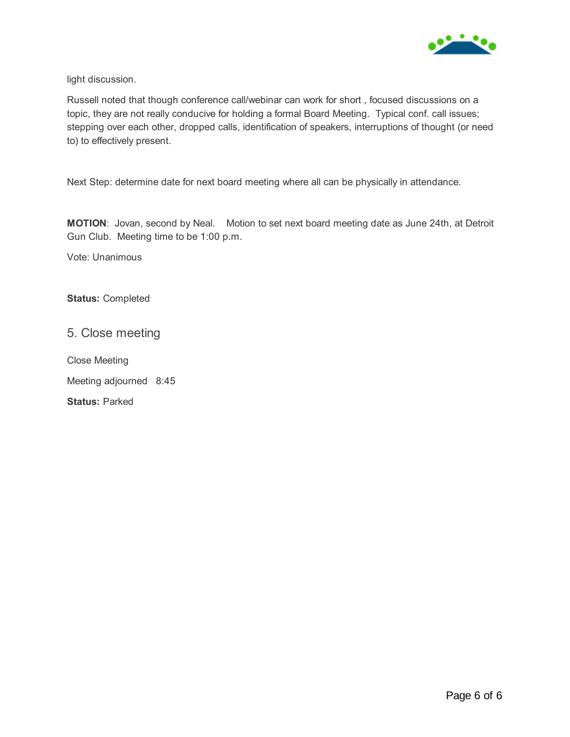light discussion.

Russell noted that though conference call/webinar can work for short , focused discussions on a topic, they are not really conducive for holding a formal Board Meeting. Typical conf. call issues; stepping over each other, dropped calls, identification of speakers, interruptions of thought (or need to) to effectively present.

Next Step: determine date for next board meeting where all can be physically in attendance.

**MOTION**: Jovan, second by Neal. Motion to set next board meeting date as June 24th, at Detroit Gun Club. Meeting time to be 1:00 p.m.

Vote: Unanimous

**Status:** Completed

## 5. Close meeting

Close Meeting

Meeting adjourned 8:45

**Status:** Parked